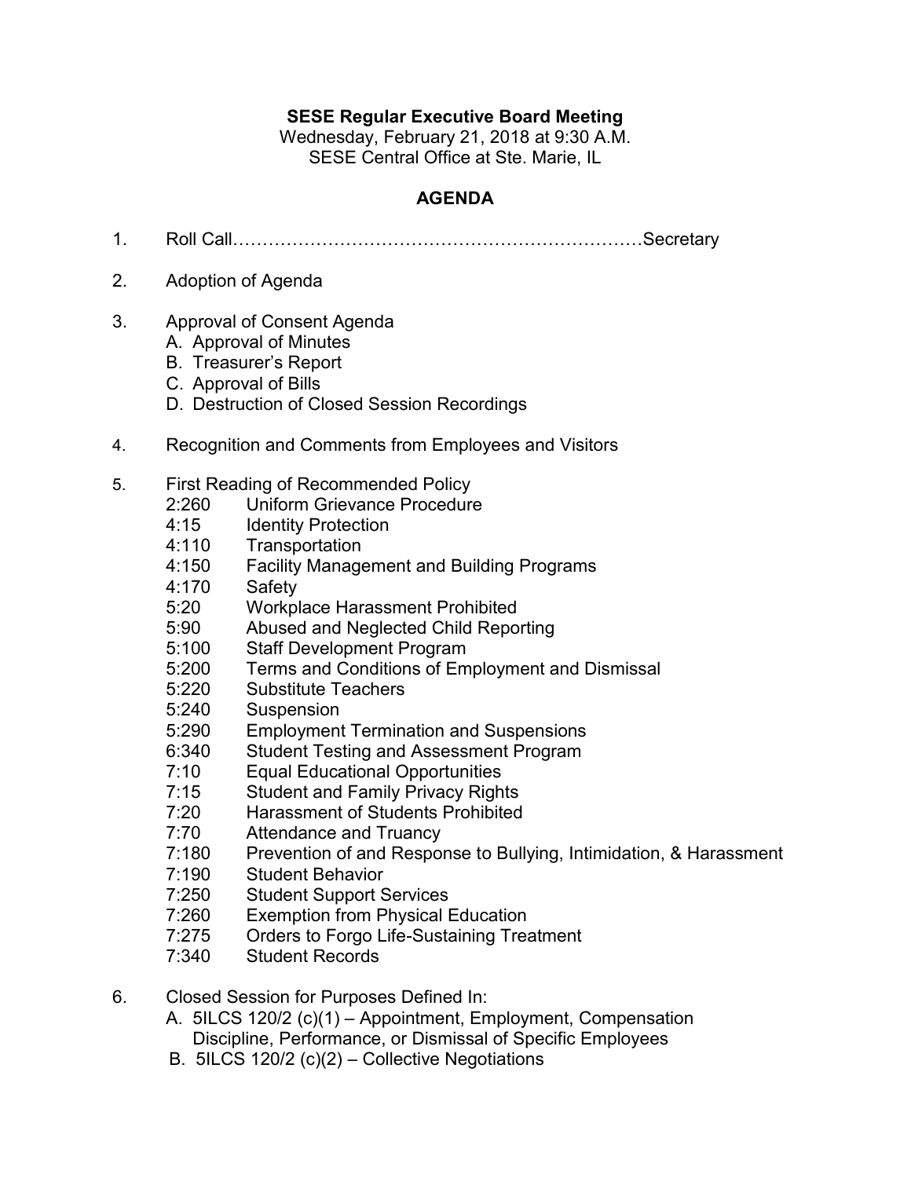**SESE Regular Executive Board Meeting**
Wednesday, February 21, 2018 at 9:30 A.M.
SESE Central Office at Ste. Marie, IL

**AGENDA**

1. Roll Call……………………………………………………………Secretary

2. Adoption of Agenda

3. Approval of Consent Agenda
   A. Approval of Minutes
   B. Treasurer's Report
   C. Approval of Bills
   D. Destruction of Closed Session Recordings

4. Recognition and Comments from Employees and Visitors

5. First Reading of Recommended Policy
   2:260 Uniform Grievance Procedure
   4:15 Identity Protection
   4:110 Transportation
   4:150 Facility Management and Building Programs
   4:170 Safety
   5:20 Workplace Harassment Prohibited
   5:90 Abused and Neglected Child Reporting
   5:100 Staff Development Program
   5:200 Terms and Conditions of Employment and Dismissal
   5:220 Substitute Teachers
   5:240 Suspension
   5:290 Employment Termination and Suspensions
   6:340 Student Testing and Assessment Program
   7:10 Equal Educational Opportunities
   7:15 Student and Family Privacy Rights
   7:20 Harassment of Students Prohibited
   7:70 Attendance and Truancy
   7:180 Prevention of and Response to Bullying, Intimidation, & Harassment
   7:190 Student Behavior
   7:250 Student Support Services
   7:260 Exemption from Physical Education
   7:275 Orders to Forgo Life-Sustaining Treatment
   7:340 Student Records

6. Closed Session for Purposes Defined In:
   A. 5ILCS 120/2 (c)(1) – Appointment, Employment, Compensation Discipline, Performance, or Dismissal of Specific Employees
   B. 5ILCS 120/2 (c)(2) – Collective Negotiations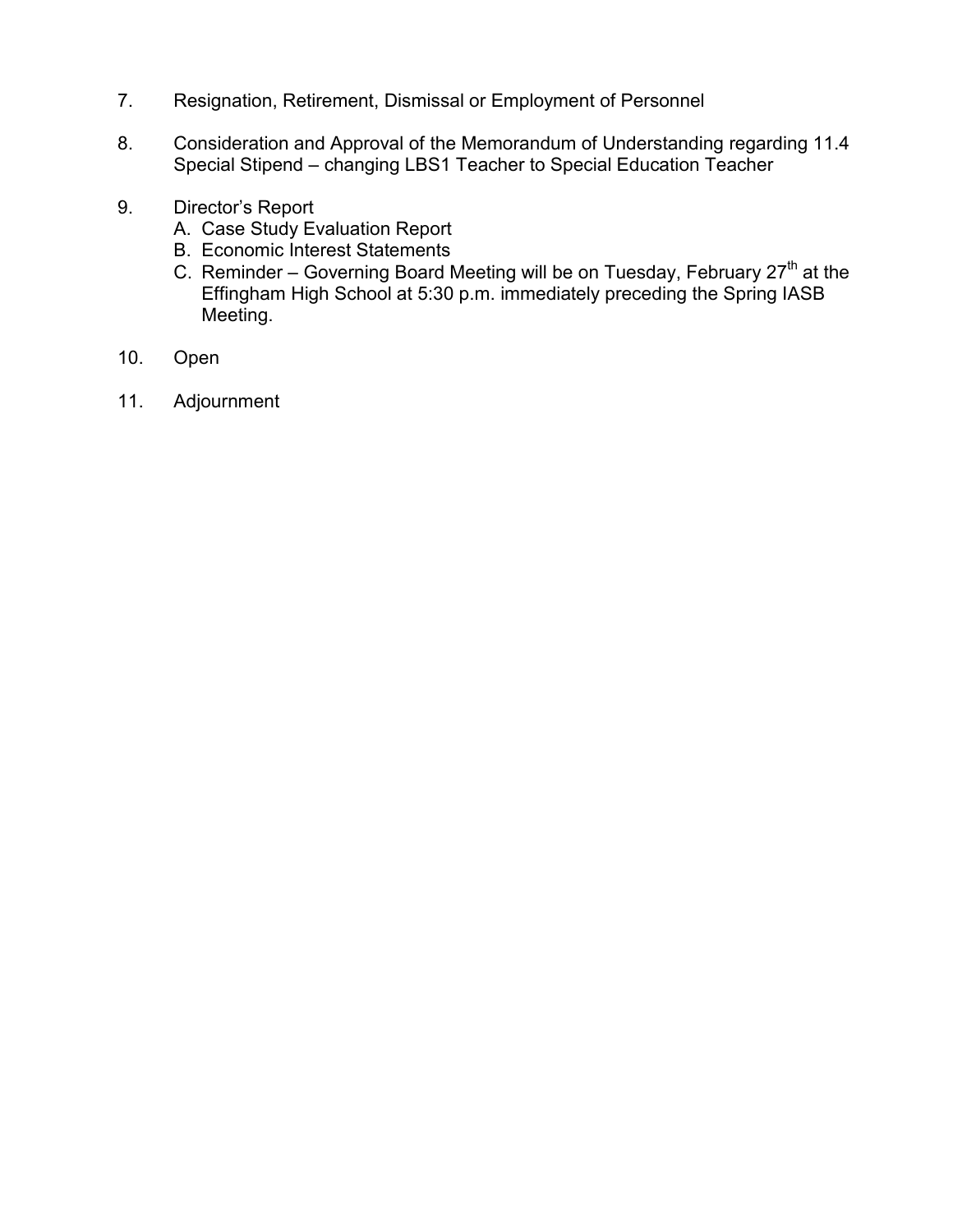7. Resignation, Retirement, Dismissal or Employment of Personnel

8. Consideration and Approval of the Memorandum of Understanding regarding 11.4 Special Stipend – changing LBS1 Teacher to Special Education Teacher

9. Director's Report
   A. Case Study Evaluation Report
   B. Economic Interest Statements
   C. Reminder – Governing Board Meeting will be on Tuesday, February 27th at the Effingham High School at 5:30 p.m. immediately preceding the Spring IASB Meeting.

10. Open

11. Adjournment